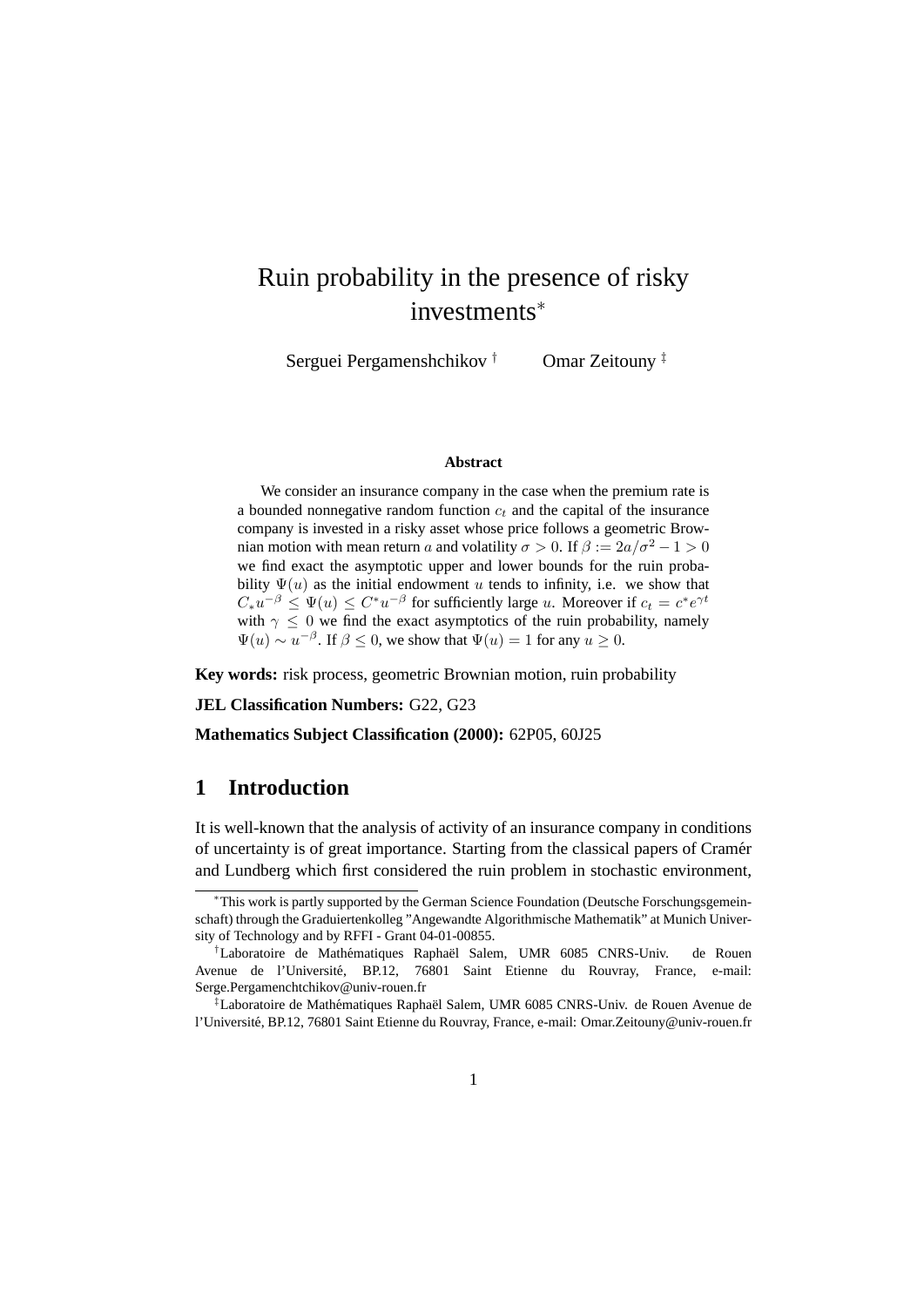# Ruin probability in the presence of risky investments*

Serguei Pergamenshchikov [†] Omar Zeitouny [‡]

### Abstract

We consider an insurance company in the case when the premium rate is a bounded nonnegative random function $c_t$ and the capital of the insurance company is invested in a risky asset whose price follows a geometric Brownian motion with mean return $a$ and volatility $\sigma > 0$. If $\beta := 2a/\sigma^2 - 1 > 0$ we find exact the asymptotic upper and lower bounds for the ruin probability $\Psi(u)$ as the initial endowment $u$ tends to infinity, i.e. we show that $C_* u^{-\beta} \le \Psi(u) \le C^* u^{-\beta}$ for sufficiently large $u$. Moreover if $c_t = c^* e^{\gamma t}$ with $\gamma \le 0$ we find the exact asymptotics of the ruin probability, namely $\Psi(u) \sim u^{-\beta}$. If $\beta \le 0$, we show that $\Psi(u) = 1$ for any $u \ge 0$.

**Key words:** risk process, geometric Brownian motion, ruin probability

**JEL Classification Numbers:** G22, G23

**Mathematics Subject Classification (2000):** 62P05, 60J25

## 1 Introduction

It is well-known that the analysis of activity of an insurance company in conditions of uncertainty is of great importance. Starting from the classical papers of Cramér and Lundberg which first considered the ruin problem in stochastic environment,

---

*This work is partly supported by the German Science Foundation (Deutsche Forschungsgemeinschaft) through the Graduiertenkolleg "Angewandte Algorithmische Mathematik" at Munich University of Technology and by RFFI - Grant 04-01-00855.

†Laboratoire de Mathématiques Raphaël Salem, UMR 6085 CNRS-Univ. de Rouen Avenue de l'Université, BP.12, 76801 Saint Etienne du Rouvray, France, e-mail: Serge.Pergamenchtchikov@univ-rouen.fr

‡Laboratoire de Mathématiques Raphaël Salem, UMR 6085 CNRS-Univ. de Rouen Avenue de l'Université, BP.12, 76801 Saint Etienne du Rouvray, France, e-mail: Omar.Zeitouny@univ-rouen.fr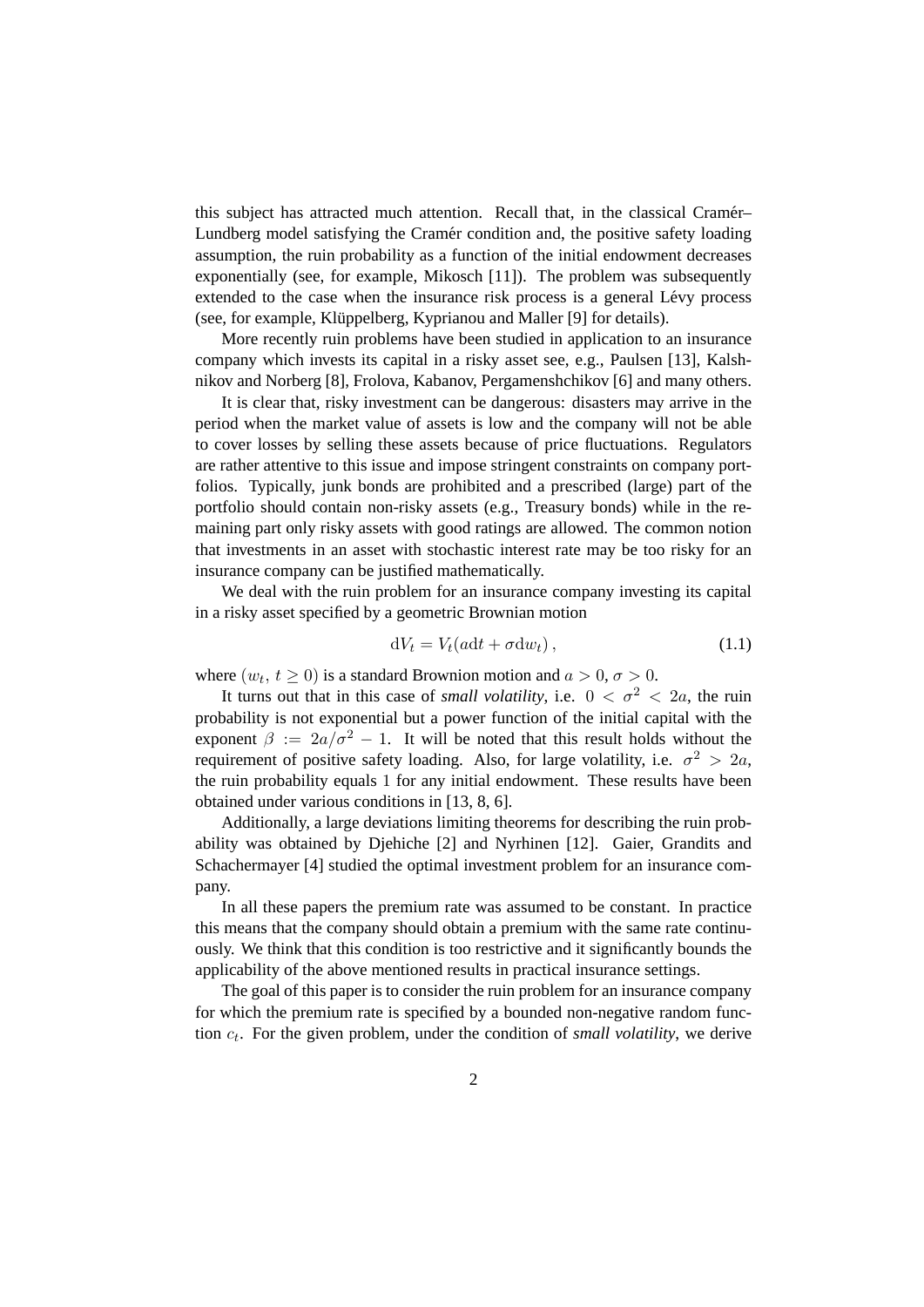this subject has attracted much attention. Recall that, in the classical Cramér–Lundberg model satisfying the Cramér condition and, the positive safety loading assumption, the ruin probability as a function of the initial endowment decreases exponentially (see, for example, Mikosch [11]). The problem was subsequently extended to the case when the insurance risk process is a general Lévy process (see, for example, Klüppelberg, Kyprianou and Maller [9] for details).

More recently ruin problems have been studied in application to an insurance company which invests its capital in a risky asset see, e.g., Paulsen [13], Kalshnikov and Norberg [8], Frolova, Kabanov, Pergamenshchikov [6] and many others.

It is clear that, risky investment can be dangerous: disasters may arrive in the period when the market value of assets is low and the company will not be able to cover losses by selling these assets because of price fluctuations. Regulators are rather attentive to this issue and impose stringent constraints on company portfolios. Typically, junk bonds are prohibited and a prescribed (large) part of the portfolio should contain non-risky assets (e.g., Treasury bonds) while in the remaining part only risky assets with good ratings are allowed. The common notion that investments in an asset with stochastic interest rate may be too risky for an insurance company can be justified mathematically.

We deal with the ruin problem for an insurance company investing its capital in a risky asset specified by a geometric Brownian motion

$$\mathrm{d}V_t = V_t(a\mathrm{d}t + \sigma \mathrm{d}w_t)\,, \tag{1.1}$$

where $(w_t,\, t \geq 0)$ is a standard Brownion motion and $a > 0$, $\sigma > 0$.

It turns out that in this case of *small volatility*, i.e. $0 < \sigma^2 < 2a$, the ruin probability is not exponential but a power function of the initial capital with the exponent $\beta := 2a/\sigma^2 - 1$. It will be noted that this result holds without the requirement of positive safety loading. Also, for large volatility, i.e. $\sigma^2 > 2a$, the ruin probability equals $1$ for any initial endowment. These results have been obtained under various conditions in [13, 8, 6].

Additionally, a large deviations limiting theorems for describing the ruin probability was obtained by Djehiche [2] and Nyrhinen [12]. Gaier, Grandits and Schachermayer [4] studied the optimal investment problem for an insurance company.

In all these papers the premium rate was assumed to be constant. In practice this means that the company should obtain a premium with the same rate continuously. We think that this condition is too restrictive and it significantly bounds the applicability of the above mentioned results in practical insurance settings.

The goal of this paper is to consider the ruin problem for an insurance company for which the premium rate is specified by a bounded non-negative random function $c_t$. For the given problem, under the condition of *small volatility*, we derive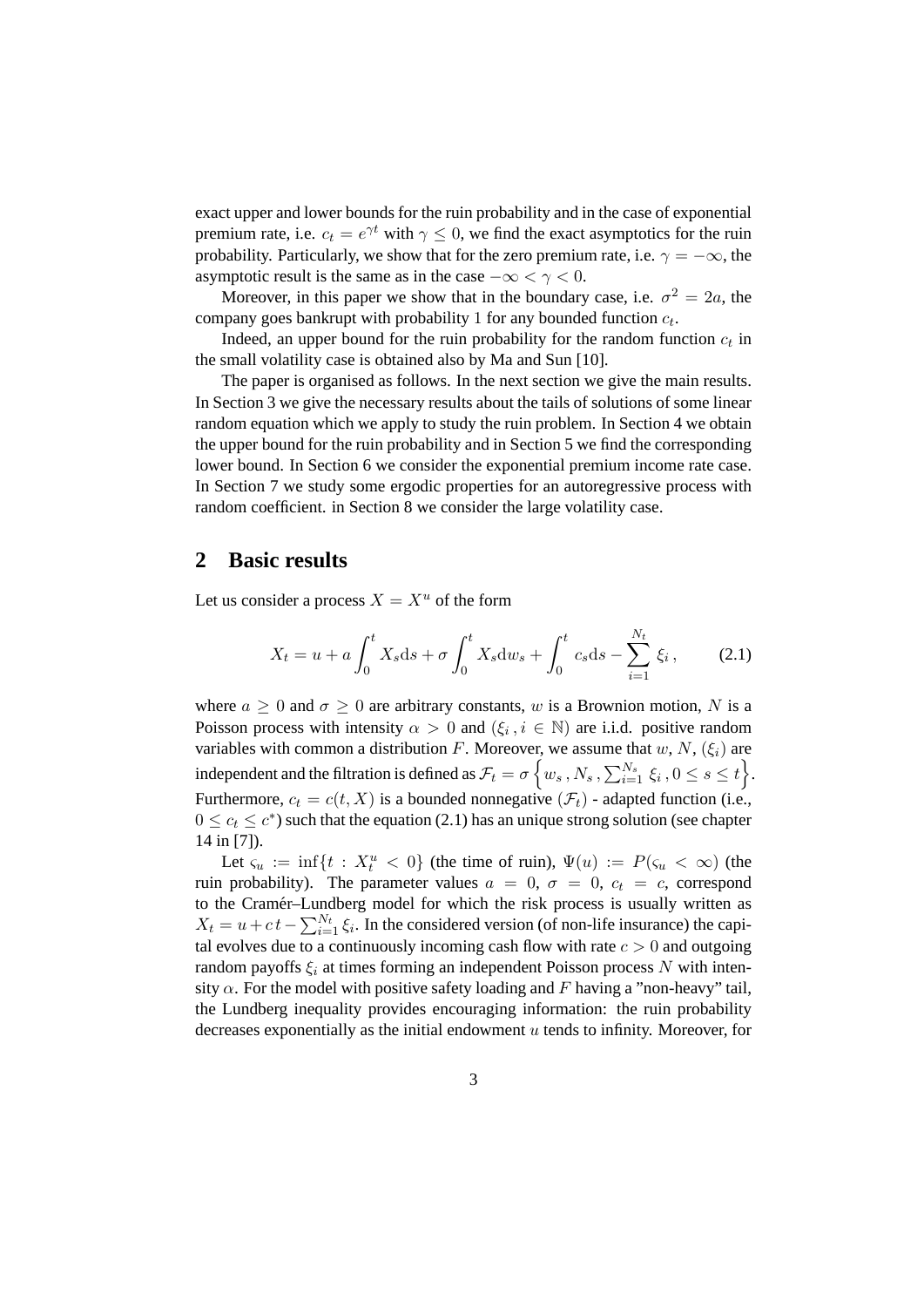exact upper and lower bounds for the ruin probability and in the case of exponential premium rate, i.e. $c_t = e^{\gamma t}$ with $\gamma \le 0$, we find the exact asymptotics for the ruin probability. Particularly, we show that for the zero premium rate, i.e. $\gamma = -\infty$, the asymptotic result is the same as in the case $-\infty < \gamma < 0$.

Moreover, in this paper we show that in the boundary case, i.e. $\sigma^2 = 2a$, the company goes bankrupt with probability 1 for any bounded function $c_t$.

Indeed, an upper bound for the ruin probability for the random function $c_t$ in the small volatility case is obtained also by Ma and Sun [10].

The paper is organised as follows. In the next section we give the main results. In Section 3 we give the necessary results about the tails of solutions of some linear random equation which we apply to study the ruin problem. In Section 4 we obtain the upper bound for the ruin probability and in Section 5 we find the corresponding lower bound. In Section 6 we consider the exponential premium income rate case. In Section 7 we study some ergodic properties for an autoregressive process with random coefficient. in Section 8 we consider the large volatility case.

## 2 Basic results

Let us consider a process $X = X^u$ of the form

$$X_t = u + a\int_0^t X_s \mathrm{d}s + \sigma \int_0^t X_s \mathrm{d}w_s + \int_0^t c_s \mathrm{d}s - \sum_{i=1}^{N_t} \xi_i \,, \qquad (2.1)$$

where $a \ge 0$ and $\sigma \ge 0$ are arbitrary constants, $w$ is a Brownion motion, $N$ is a Poisson process with intensity $\alpha > 0$ and $(\xi_i \,, i \in \mathbb{N})$ are i.i.d. positive random variables with common a distribution $F$. Moreover, we assume that $w$, $N$, $(\xi_i)$ are independent and the filtration is defined as $\mathcal{F}_t = \sigma\left\{w_s \,, N_s \,, \sum_{i=1}^{N_s} \xi_i \,, 0 \le s \le t\right\}$. Furthermore, $c_t = c(t, X)$ is a bounded nonnegative $(\mathcal{F}_t)$ - adapted function (i.e., $0 \le c_t \le c^*$) such that the equation (2.1) has an unique strong solution (see chapter 14 in [7]).

Let $\varsigma_u := \inf\{t : X_t^u < 0\}$ (the time of ruin), $\Psi(u) := P(\varsigma_u < \infty)$ (the ruin probability). The parameter values $a = 0$, $\sigma = 0$, $c_t = c$, correspond to the Cramér–Lundberg model for which the risk process is usually written as $X_t = u + c\,t - \sum_{i=1}^{N_t} \xi_i$. In the considered version (of non-life insurance) the capital evolves due to a continuously incoming cash flow with rate $c > 0$ and outgoing random payoffs $\xi_i$ at times forming an independent Poisson process $N$ with intensity $\alpha$. For the model with positive safety loading and $F$ having a "non-heavy" tail, the Lundberg inequality provides encouraging information: the ruin probability decreases exponentially as the initial endowment $u$ tends to infinity. Moreover, for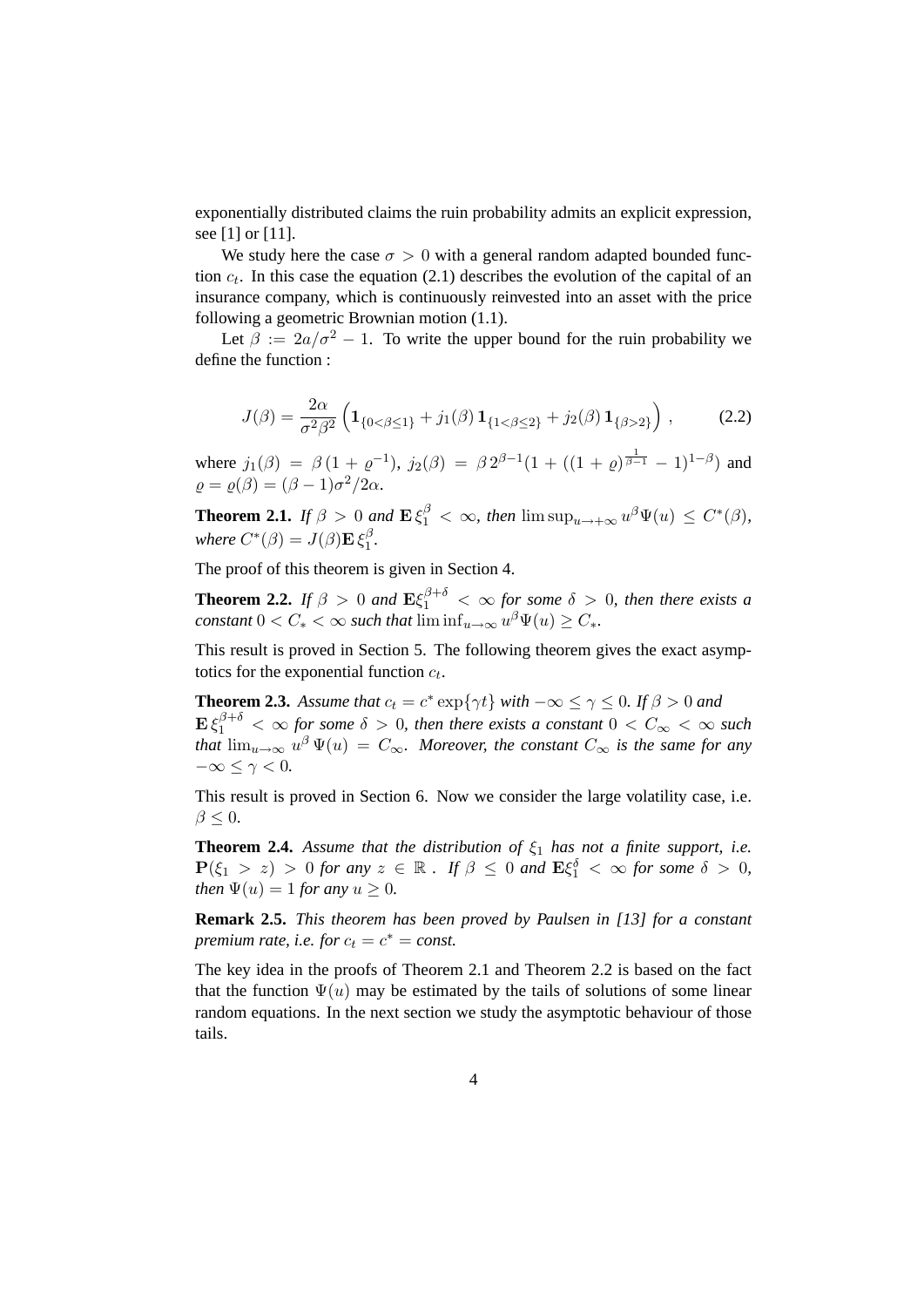exponentially distributed claims the ruin probability admits an explicit expression, see [1] or [11].

We study here the case $\sigma > 0$ with a general random adapted bounded function $c_t$. In this case the equation (2.1) describes the evolution of the capital of an insurance company, which is continuously reinvested into an asset with the price following a geometric Brownian motion (1.1).

Let $\beta := 2a/\sigma^2 - 1$. To write the upper bound for the ruin probability we define the function :

$$J(\beta) = \frac{2\alpha}{\sigma^2 \beta^2} \left( \mathbf{1}_{\{0<\beta\le 1\}} + j_1(\beta)\, \mathbf{1}_{\{1<\beta\le 2\}} + j_2(\beta)\, \mathbf{1}_{\{\beta>2\}} \right) , \tag{2.2}$$

where $j_1(\beta) = \beta\,(1 + \varrho^{-1})$, $j_2(\beta) = \beta\, 2^{\beta-1}(1 + ((1+\varrho)^{\frac{1}{\beta-1}} - 1)^{1-\beta})$ and $\varrho = \varrho(\beta) = (\beta - 1)\sigma^2/2\alpha$.

**Theorem 2.1.** *If $\beta > 0$ and $\mathbf{E}\,\xi_1^{\beta} < \infty$, then $\limsup_{u\to+\infty} u^{\beta}\Psi(u) \le C^*(\beta)$, where $C^*(\beta) = J(\beta)\mathbf{E}\,\xi_1^{\beta}$.*

The proof of this theorem is given in Section 4.

**Theorem 2.2.** *If $\beta > 0$ and $\mathbf{E}\xi_1^{\beta+\delta} < \infty$ for some $\delta > 0$, then there exists a constant $0 < C_* < \infty$ such that $\liminf_{u\to\infty} u^{\beta}\Psi(u) \ge C_*$.*

This result is proved in Section 5. The following theorem gives the exact asymptotics for the exponential function $c_t$.

**Theorem 2.3.** *Assume that $c_t = c^* \exp\{\gamma t\}$ with $-\infty \le \gamma \le 0$. If $\beta > 0$ and $\mathbf{E}\,\xi_1^{\beta+\delta} < \infty$ for some $\delta > 0$, then there exists a constant $0 < C_\infty < \infty$ such that $\lim_{u\to\infty} u^{\beta}\,\Psi(u) = C_\infty$. Moreover, the constant $C_\infty$ is the same for any $-\infty \le \gamma < 0$.*

This result is proved in Section 6. Now we consider the large volatility case, i.e. $\beta \le 0$.

**Theorem 2.4.** *Assume that the distribution of $\xi_1$ has not a finite support, i.e. $\mathbf{P}(\xi_1 > z) > 0$ for any $z \in \mathbb{R}$ . If $\beta \le 0$ and $\mathbf{E}\xi_1^{\delta} < \infty$ for some $\delta > 0$, then $\Psi(u) = 1$ for any $u \ge 0$.*

**Remark 2.5.** *This theorem has been proved by Paulsen in [13] for a constant premium rate, i.e. for $c_t = c^* = const.$*

The key idea in the proofs of Theorem 2.1 and Theorem 2.2 is based on the fact that the function $\Psi(u)$ may be estimated by the tails of solutions of some linear random equations. In the next section we study the asymptotic behaviour of those tails.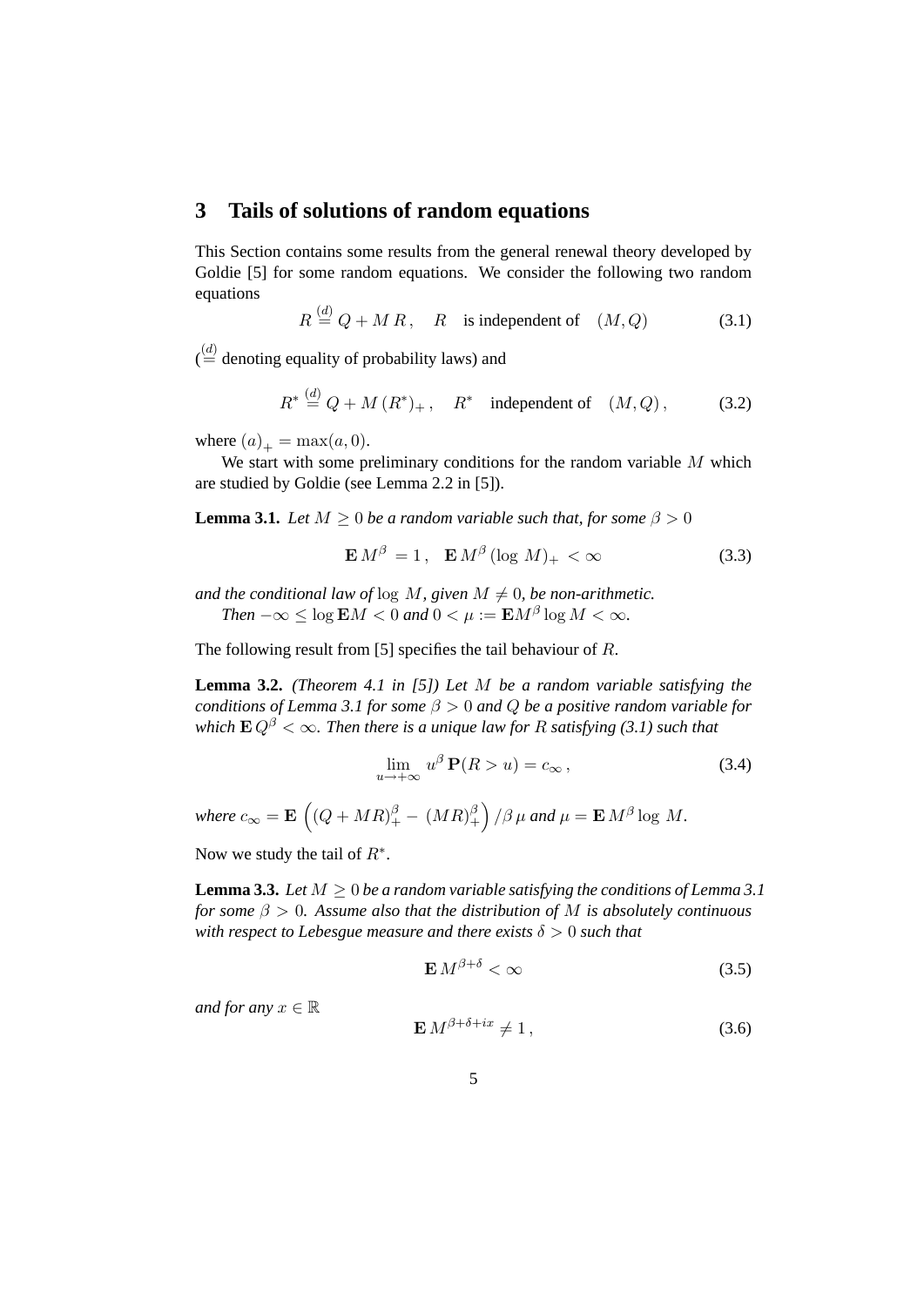## 3 Tails of solutions of random equations

This Section contains some results from the general renewal theory developed by Goldie [5] for some random equations. We consider the following two random equations

$$R \overset{(d)}{=} Q + M\,R\,, \quad R \quad \text{is independent of} \quad (M,Q) \tag{3.1}$$

($\overset{(d)}{=}$ denoting equality of probability laws) and

$$R^* \overset{(d)}{=} Q + M\,(R^*)_+\,, \quad R^* \quad \text{independent of} \quad (M,Q)\,, \tag{3.2}$$

where $(a)_+ = \max(a,0)$.

We start with some preliminary conditions for the random variable $M$ which are studied by Goldie (see Lemma 2.2 in [5]).

**Lemma 3.1.** *Let $M \geq 0$ be a random variable such that, for some $\beta > 0$*

$$\mathbf{E}\,M^\beta = 1\,, \quad \mathbf{E}\,M^\beta\,(\log\,M)_+ < \infty \tag{3.3}$$

*and the conditional law of $\log\,M$, given $M \neq 0$, be non-arithmetic.*

*Then $-\infty \leq \log \mathbf{E}M < 0$ and $0 < \mu := \mathbf{E}M^\beta \log M < \infty$.*

The following result from [5] specifies the tail behaviour of $R$.

**Lemma 3.2.** *(Theorem 4.1 in [5]) Let $M$ be a random variable satisfying the conditions of Lemma 3.1 for some $\beta > 0$ and $Q$ be a positive random variable for which $\mathbf{E}\,Q^\beta < \infty$. Then there is a unique law for $R$ satisfying (3.1) such that*

$$\lim_{u\to+\infty} u^\beta\,\mathbf{P}(R > u) = c_\infty\,, \tag{3.4}$$

*where $c_\infty = \mathbf{E}\,\left((Q+MR)_+^\beta - (MR)_+^\beta\right)/\beta\,\mu$ and $\mu = \mathbf{E}\,M^\beta \log\,M$.*

Now we study the tail of $R^*$.

**Lemma 3.3.** *Let $M \geq 0$ be a random variable satisfying the conditions of Lemma 3.1 for some $\beta > 0$. Assume also that the distribution of $M$ is absolutely continuous with respect to Lebesgue measure and there exists $\delta > 0$ such that*

$$\mathbf{E}\,M^{\beta+\delta} < \infty \tag{3.5}$$

*and for any $x \in \mathbb{R}$*

$$\mathbf{E}\,M^{\beta+\delta+ix} \neq 1\,, \tag{3.6}$$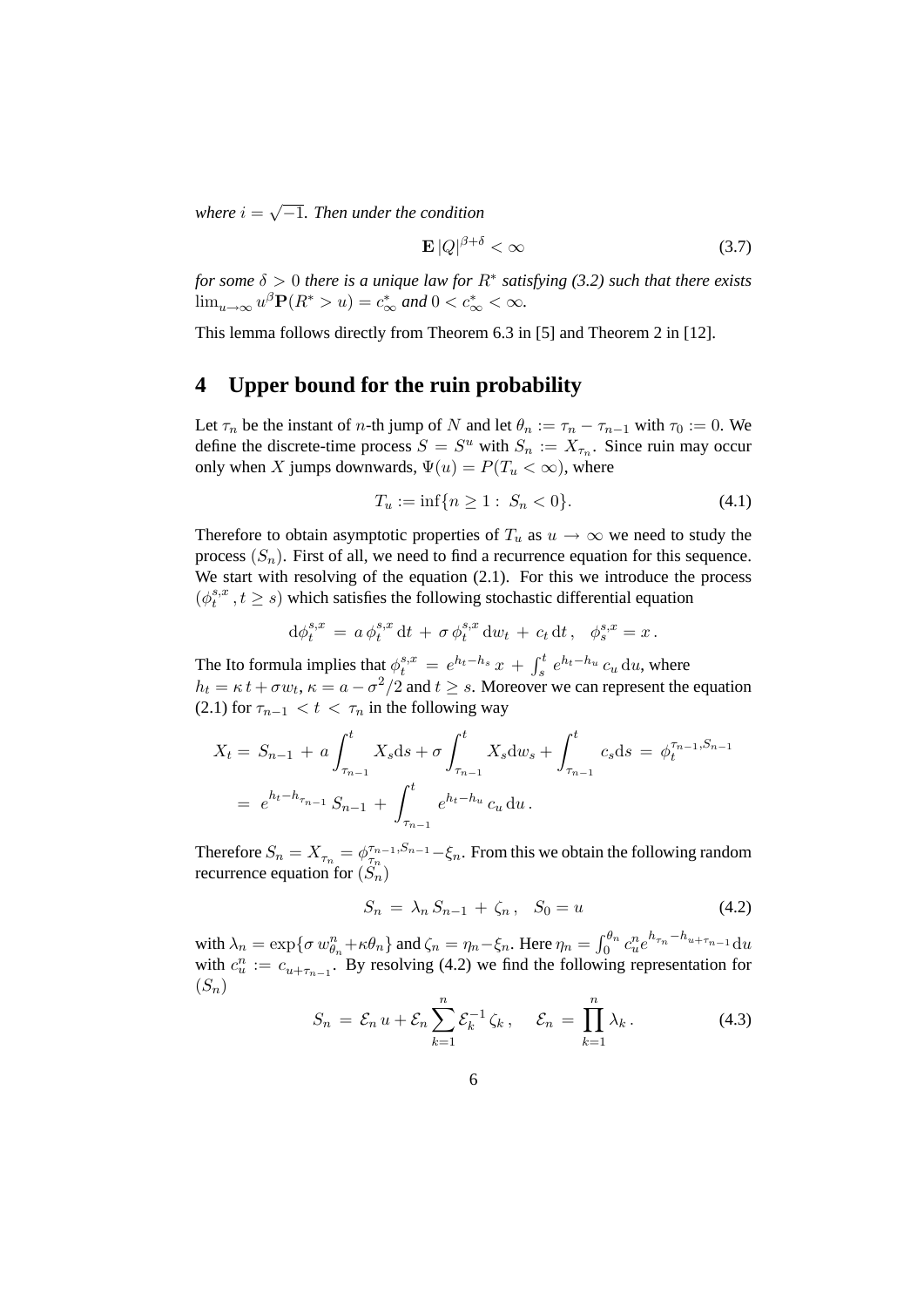*where* $i = \sqrt{-1}$. *Then under the condition*

$$\mathbf{E}\,|Q|^{\beta+\delta} < \infty \tag{3.7}$$

*for some* $\delta > 0$ *there is a unique law for* $R^*$ *satisfying (3.2) such that there exists* $\lim_{u\to\infty} u^{\beta}\mathbf{P}(R^* > u) = c^*_\infty$ *and* $0 < c^*_\infty < \infty$.

This lemma follows directly from Theorem 6.3 in [5] and Theorem 2 in [12].

## 4 Upper bound for the ruin probability

Let $\tau_n$ be the instant of $n$-th jump of $N$ and let $\theta_n := \tau_n - \tau_{n-1}$ with $\tau_0 := 0$. We define the discrete-time process $S = S^u$ with $S_n := X_{\tau_n}$. Since ruin may occur only when $X$ jumps downwards, $\Psi(u) = P(T_u < \infty)$, where

$$T_u := \inf\{n \geq 1 :\; S_n < 0\}. \tag{4.1}$$

Therefore to obtain asymptotic properties of $T_u$ as $u \to \infty$ we need to study the process $(S_n)$. First of all, we need to find a recurrence equation for this sequence. We start with resolving of the equation (2.1). For this we introduce the process $(\phi^{s,x}_t\,, t \geq s)$ which satisfies the following stochastic differential equation

$$\mathrm{d}\phi^{s,x}_t \,=\, a\,\phi^{s,x}_t\,\mathrm{d}t \,+\, \sigma\,\phi^{s,x}_t\,\mathrm{d}w_t \,+\, c_t\,\mathrm{d}t\,, \quad \phi^{s,x}_s = x\,.$$

The Ito formula implies that $\phi^{s,x}_t \,=\, e^{h_t - h_s}\,x \,+\, \int_s^t e^{h_t - h_u}\,c_u\,\mathrm{d}u$, where $h_t = \kappa\,t + \sigma w_t$, $\kappa = a - \sigma^2/2$ and $t \geq s$. Moreover we can represent the equation (2.1) for $\tau_{n-1} < t < \tau_n$ in the following way

$$\begin{aligned} X_t \,&=\, S_{n-1} \,+\, a\int_{\tau_{n-1}}^t X_s\mathrm{d}s + \sigma\int_{\tau_{n-1}}^t X_s\mathrm{d}w_s + \int_{\tau_{n-1}}^t c_s\mathrm{d}s \,=\, \phi^{\tau_{n-1},S_{n-1}}_t \\ &=\, e^{h_t - h_{\tau_{n-1}}}\,S_{n-1} \,+\, \int_{\tau_{n-1}}^t e^{h_t - h_u}\,c_u\,\mathrm{d}u\,. \end{aligned}$$

Therefore $S_n = X_{\tau_n} = \phi^{\tau_{n-1},S_{n-1}}_{\tau_n} - \xi_n$. From this we obtain the following random recurrence equation for $(S_n)$

$$S_n \,=\, \lambda_n\,S_{n-1} \,+\, \zeta_n\,, \quad S_0 = u \tag{4.2}$$

with $\lambda_n = \exp\{\sigma\,w^n_{\theta_n} + \kappa\theta_n\}$ and $\zeta_n = \eta_n - \xi_n$. Here $\eta_n = \int_0^{\theta_n} c^n_u e^{h_{\tau_n} - h_{u+\tau_{n-1}}}\mathrm{d}u$ with $c^n_u := c_{u+\tau_{n-1}}$. By resolving (4.2) we find the following representation for $(S_n)$

$$S_n \,=\, \mathcal{E}_n\,u + \mathcal{E}_n\sum_{k=1}^n \mathcal{E}_k^{-1}\,\zeta_k\,, \quad \mathcal{E}_n \,=\, \prod_{k=1}^n \lambda_k\,. \tag{4.3}$$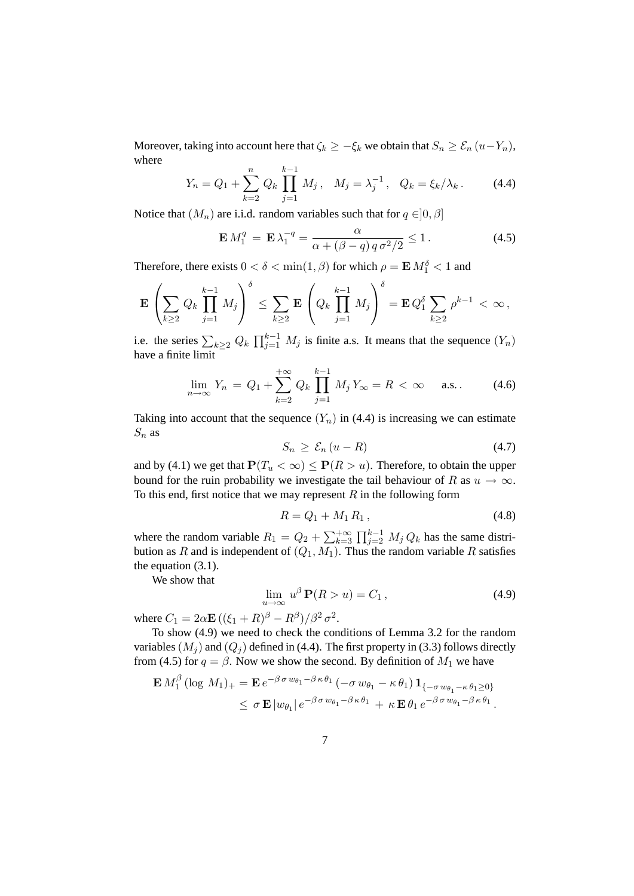Moreover, taking into account here that $\zeta_k \geq -\xi_k$ we obtain that $S_n \geq \mathcal{E}_n\,(u - Y_n)$, where

$$
Y_n = Q_1 + \sum_{k=2}^{n} Q_k \prod_{j=1}^{k-1} M_j\,, \quad M_j = \lambda_j^{-1}\,, \quad Q_k = \xi_k / \lambda_k\,. \tag{4.4}
$$

Notice that $(M_n)$ are i.i.d. random variables such that for $q \in ]0, \beta]$

$$
\mathbf{E}\, M_1^q \,=\, \mathbf{E}\, \lambda_1^{-q} = \frac{\alpha}{\alpha + (\beta - q)\, q\, \sigma^2/2} \leq 1\,. \tag{4.5}
$$

Therefore, there exists $0 < \delta < \min(1, \beta)$ for which $\rho = \mathbf{E}\, M_1^\delta < 1$ and

$$
\mathbf{E}\left(\sum_{k\geq 2} Q_k \prod_{j=1}^{k-1} M_j\right)^{\delta} \,\leq\, \sum_{k\geq 2} \mathbf{E}\left(Q_k \prod_{j=1}^{k-1} M_j\right)^{\delta} \,=\, \mathbf{E}\, Q_1^\delta \sum_{k\geq 2} \rho^{k-1} \,<\, \infty\,,
$$

i.e. the series $\sum_{k\geq 2} Q_k \prod_{j=1}^{k-1} M_j$ is finite a.s. It means that the sequence $(Y_n)$ have a finite limit

$$
\lim_{n\to\infty} Y_n \,=\, Q_1 + \sum_{k=2}^{+\infty} Q_k \prod_{j=1}^{k-1} M_j\, Y_\infty = R \,<\, \infty \qquad \text{a.s.}\,. \tag{4.6}
$$

Taking into account that the sequence $(Y_n)$ in (4.4) is increasing we can estimate $S_n$ as

$$
S_n \,\geq\, \mathcal{E}_n\,(u - R) \tag{4.7}
$$

and by (4.1) we get that $\mathbf{P}(T_u < \infty) \leq \mathbf{P}(R > u)$. Therefore, to obtain the upper bound for the ruin probability we investigate the tail behaviour of $R$ as $u \to \infty$. To this end, first notice that we may represent $R$ in the following form

$$
R = Q_1 + M_1\, R_1\,, \tag{4.8}
$$

where the random variable $R_1 = Q_2 + \sum_{k=3}^{+\infty} \prod_{j=2}^{k-1} M_j\, Q_k$ has the same distribution as $R$ and is independent of $(Q_1, M_1)$. Thus the random variable $R$ satisfies the equation (3.1).

We show that

$$
\lim_{u\to\infty} u^\beta\, \mathbf{P}(R > u) = C_1\,, \tag{4.9}
$$

where $C_1 = 2\alpha \mathbf{E}\,((\xi_1 + R)^\beta - R^\beta)/\beta^2\,\sigma^2$.

To show (4.9) we need to check the conditions of Lemma 3.2 for the random variables $(M_j)$ and $(Q_j)$ defined in (4.4). The first property in (3.3) follows directly from (4.5) for $q = \beta$. Now we show the second. By definition of $M_1$ we have

$$
\begin{aligned}
\mathbf{E}\, M_1^\beta\, (\log\, M_1)_+ &= \mathbf{E}\, e^{-\beta\,\sigma\, w_{\theta_1} - \beta\,\kappa\,\theta_1}\, (-\sigma\, w_{\theta_1} - \kappa\,\theta_1)\, \mathbf{1}_{\{-\sigma\, w_{\theta_1} - \kappa\,\theta_1 \geq 0\}} \\
&\leq\, \sigma\, \mathbf{E}\, |w_{\theta_1}|\, e^{-\beta\,\sigma\, w_{\theta_1} - \beta\,\kappa\,\theta_1} \,+\, \kappa\, \mathbf{E}\, \theta_1\, e^{-\beta\,\sigma\, w_{\theta_1} - \beta\,\kappa\,\theta_1}\,.
\end{aligned}
$$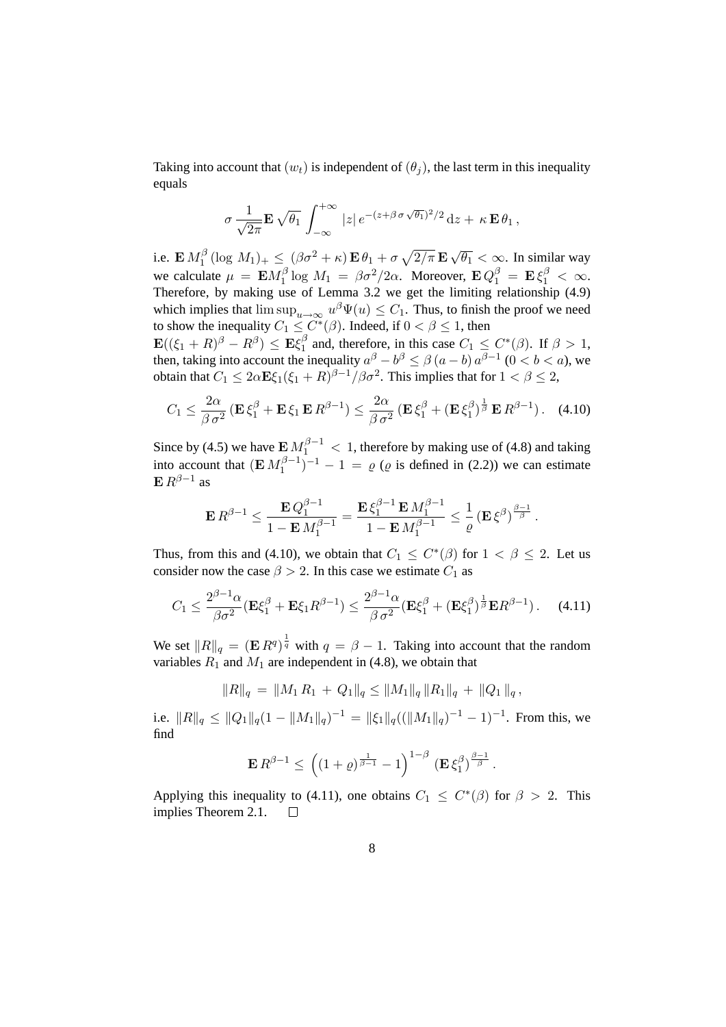Taking into account that $(w_t)$ is independent of $(\theta_j)$, the last term in this inequality equals

$$\sigma \frac{1}{\sqrt{2\pi}} \mathbf{E} \sqrt{\theta_1} \int_{-\infty}^{+\infty} |z| \, e^{-(z+\beta\,\sigma\sqrt{\theta_1})^2/2} \, \mathrm{d}z + \kappa \, \mathbf{E} \, \theta_1 \,,$$

i.e. $\mathbf{E} \, M_1^\beta \, (\log M_1)_+ \leq (\beta\sigma^2 + \kappa) \, \mathbf{E} \, \theta_1 + \sigma \sqrt{2/\pi} \, \mathbf{E} \sqrt{\theta_1} < \infty$. In similar way we calculate $\mu = \mathbf{E} M_1^\beta \log M_1 = \beta\sigma^2/2\alpha$. Moreover, $\mathbf{E} \, Q_1^\beta = \mathbf{E} \, \xi_1^\beta < \infty$. Therefore, by making use of Lemma 3.2 we get the limiting relationship (4.9) which implies that $\limsup_{u\to\infty} u^\beta \Psi(u) \leq C_1$. Thus, to finish the proof we need to show the inequality $C_1 \leq C^*(\beta)$. Indeed, if $0 < \beta \leq 1$, then $\mathbf{E}((\xi_1 + R)^\beta - R^\beta) \leq \mathbf{E}\xi_1^\beta$ and, therefore, in this case $C_1 \leq C^*(\beta)$. If $\beta > 1$, then, taking into account the inequality $a^\beta - b^\beta \leq \beta \, (a-b) \, a^{\beta-1}$ $(0 < b < a)$, we obtain that $C_1 \leq 2\alpha \mathbf{E}\xi_1(\xi_1 + R)^{\beta-1}/\beta\sigma^2$. This implies that for $1 < \beta \leq 2$,

$$C_1 \leq \frac{2\alpha}{\beta\,\sigma^2} \left(\mathbf{E}\,\xi_1^\beta + \mathbf{E}\,\xi_1 \, \mathbf{E}\,R^{\beta-1}\right) \leq \frac{2\alpha}{\beta\,\sigma^2} \left(\mathbf{E}\,\xi_1^\beta + (\mathbf{E}\,\xi_1^\beta)^{\frac{1}{\beta}} \, \mathbf{E}\,R^{\beta-1}\right). \quad (4.10)$$

Since by (4.5) we have $\mathbf{E} \, M_1^{\beta-1} < 1$, therefore by making use of (4.8) and taking into account that $(\mathbf{E} \, M_1^{\beta-1})^{-1} - 1 = \varrho$ ($\varrho$ is defined in (2.2)) we can estimate $\mathbf{E} \, R^{\beta-1}$ as

$$\mathbf{E}\,R^{\beta-1} \leq \frac{\mathbf{E}\,Q_1^{\beta-1}}{1 - \mathbf{E}\,M_1^{\beta-1}} = \frac{\mathbf{E}\,\xi_1^{\beta-1}\,\mathbf{E}\,M_1^{\beta-1}}{1 - \mathbf{E}\,M_1^{\beta-1}} \leq \frac{1}{\varrho} \left(\mathbf{E}\,\xi^\beta\right)^{\frac{\beta-1}{\beta}}.$$

Thus, from this and (4.10), we obtain that $C_1 \leq C^*(\beta)$ for $1 < \beta \leq 2$. Let us consider now the case $\beta > 2$. In this case we estimate $C_1$ as

$$C_1 \leq \frac{2^{\beta-1}\alpha}{\beta\sigma^2} (\mathbf{E}\xi_1^\beta + \mathbf{E}\xi_1 R^{\beta-1}) \leq \frac{2^{\beta-1}\alpha}{\beta\,\sigma^2} (\mathbf{E}\xi_1^\beta + (\mathbf{E}\xi_1^\beta)^{\frac{1}{\beta}} \mathbf{E} R^{\beta-1}). \quad (4.11)$$

We set $\|R\|_q = (\mathbf{E}\,R^q)^{\frac{1}{q}}$ with $q = \beta - 1$. Taking into account that the random variables $R_1$ and $M_1$ are independent in (4.8), we obtain that

$$\|R\|_q = \|M_1\,R_1 + Q_1\|_q \leq \|M_1\|_q \, \|R_1\|_q + \|Q_1\|_q \,,$$

i.e. $\|R\|_q \leq \|Q_1\|_q (1 - \|M_1\|_q)^{-1} = \|\xi_1\|_q ((\|M_1\|_q)^{-1} - 1)^{-1}$. From this, we find

$$\mathbf{E}\,R^{\beta-1} \leq \left((1+\varrho)^{\frac{1}{\beta-1}} - 1\right)^{1-\beta} (\mathbf{E}\,\xi_1^\beta)^{\frac{\beta-1}{\beta}}.$$

Applying this inequality to (4.11), one obtains $C_1 \leq C^*(\beta)$ for $\beta > 2$. This implies Theorem 2.1. $\square$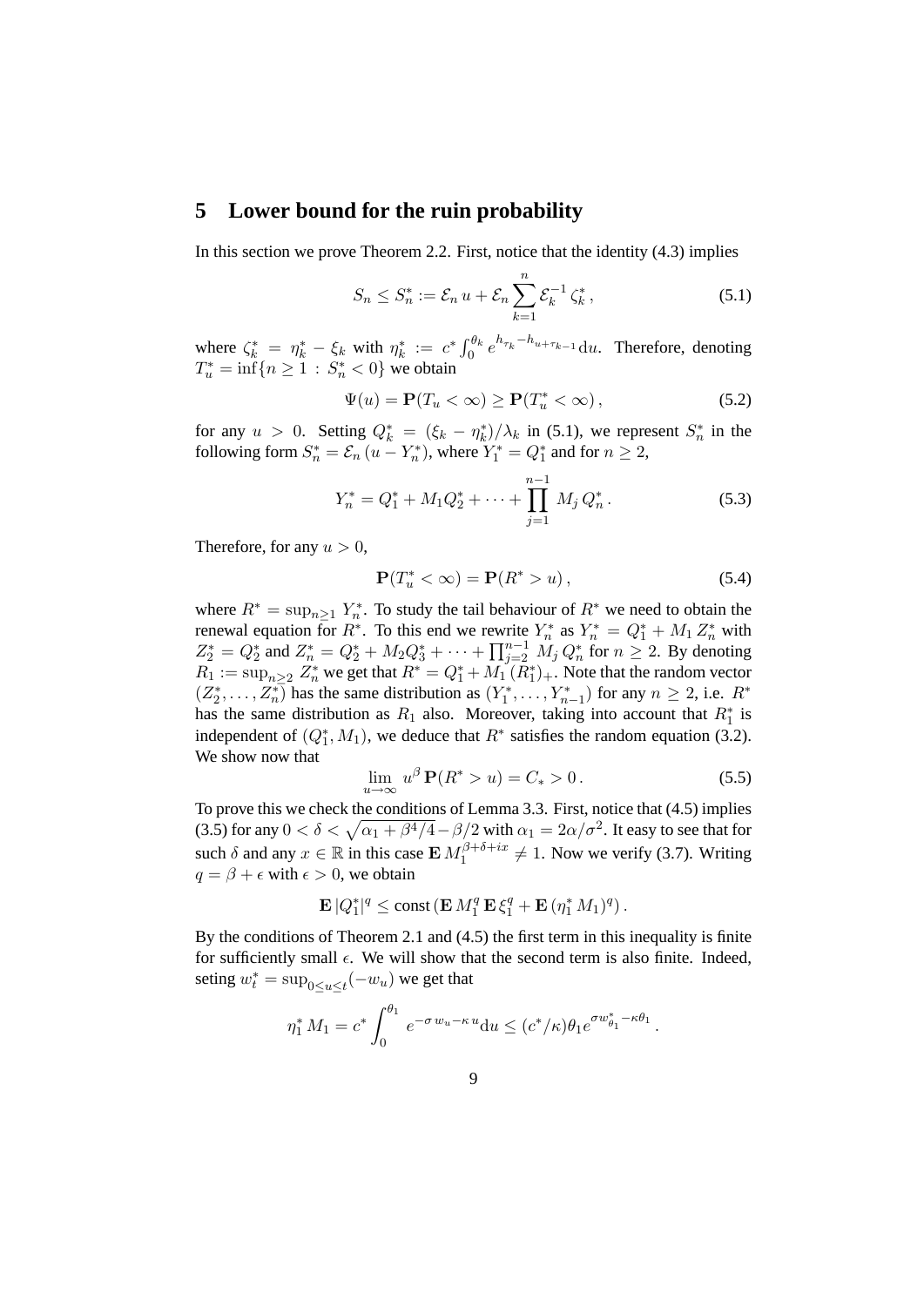# 5 Lower bound for the ruin probability

In this section we prove Theorem 2.2. First, notice that the identity (4.3) implies

$$S_n \le S_n^* := \mathcal{E}_n \, u + \mathcal{E}_n \sum_{k=1}^{n} \mathcal{E}_k^{-1} \, \zeta_k^* \,, \tag{5.1}$$

where $\zeta_k^* = \eta_k^* - \xi_k$ with $\eta_k^* := c^* \int_0^{\theta_k} e^{h_{\tau_k} - h_{u+\tau_{k-1}}} \mathrm{d}u$. Therefore, denoting $T_u^* = \inf\{n \ge 1 \, : \, S_n^* < 0\}$ we obtain

$$\Psi(u) = \mathbf{P}(T_u < \infty) \ge \mathbf{P}(T_u^* < \infty) \,, \tag{5.2}$$

for any $u > 0$. Setting $Q_k^* = (\xi_k - \eta_k^*)/\lambda_k$ in (5.1), we represent $S_n^*$ in the following form $S_n^* = \mathcal{E}_n \, (u - Y_n^*)$, where $Y_1^* = Q_1^*$ and for $n \ge 2$,

$$Y_n^* = Q_1^* + M_1 Q_2^* + \cdots + \prod_{j=1}^{n-1} M_j \, Q_n^* \,. \tag{5.3}$$

Therefore, for any $u > 0$,

$$\mathbf{P}(T_u^* < \infty) = \mathbf{P}(R^* > u) \,, \tag{5.4}$$

where $R^* = \sup_{n \ge 1} Y_n^*$. To study the tail behaviour of $R^*$ we need to obtain the renewal equation for $R^*$. To this end we rewrite $Y_n^*$ as $Y_n^* = Q_1^* + M_1 \, Z_n^*$ with $Z_2^* = Q_2^*$ and $Z_n^* = Q_2^* + M_2 Q_3^* + \cdots + \prod_{j=2}^{n-1} M_j \, Q_n^*$ for $n \ge 2$. By denoting $R_1 := \sup_{n \ge 2} Z_n^*$ we get that $R^* = Q_1^* + M_1 \, (R_1^*)_+$. Note that the random vector $(Z_2^*, \ldots, Z_n^*)$ has the same distribution as $(Y_1^*, \ldots, Y_{n-1}^*)$ for any $n \ge 2$, i.e. $R^*$ has the same distribution as $R_1$ also. Moreover, taking into account that $R_1^*$ is independent of $(Q_1^*, M_1)$, we deduce that $R^*$ satisfies the random equation (3.2). We show now that

$$\lim_{u \to \infty} u^{\beta} \, \mathbf{P}(R^* > u) = C_* > 0 \,. \tag{5.5}$$

To prove this we check the conditions of Lemma 3.3. First, notice that (4.5) implies (3.5) for any $0 < \delta < \sqrt{\alpha_1 + \beta^4/4} - \beta/2$ with $\alpha_1 = 2\alpha/\sigma^2$. It easy to see that for such $\delta$ and any $x \in \mathbb{R}$ in this case $\mathbf{E} \, M_1^{\beta+\delta+ix} \ne 1$. Now we verify (3.7). Writing $q = \beta + \epsilon$ with $\epsilon > 0$, we obtain

$$\mathbf{E} \, |Q_1^*|^q \le \text{const} \, (\mathbf{E} \, M_1^q \, \mathbf{E} \, \xi_1^q + \mathbf{E} \, (\eta_1^* \, M_1)^q) \,.$$

By the conditions of Theorem 2.1 and (4.5) the first term in this inequality is finite for sufficiently small $\epsilon$. We will show that the second term is also finite. Indeed, seting $w_t^* = \sup_{0 \le u \le t} (-w_u)$ we get that

$$\eta_1^* \, M_1 = c^* \int_0^{\theta_1} e^{-\sigma \, w_u - \kappa \, u} \mathrm{d}u \le (c^*/\kappa) \theta_1 e^{\sigma w_{\theta_1}^* - \kappa \theta_1} \,.$$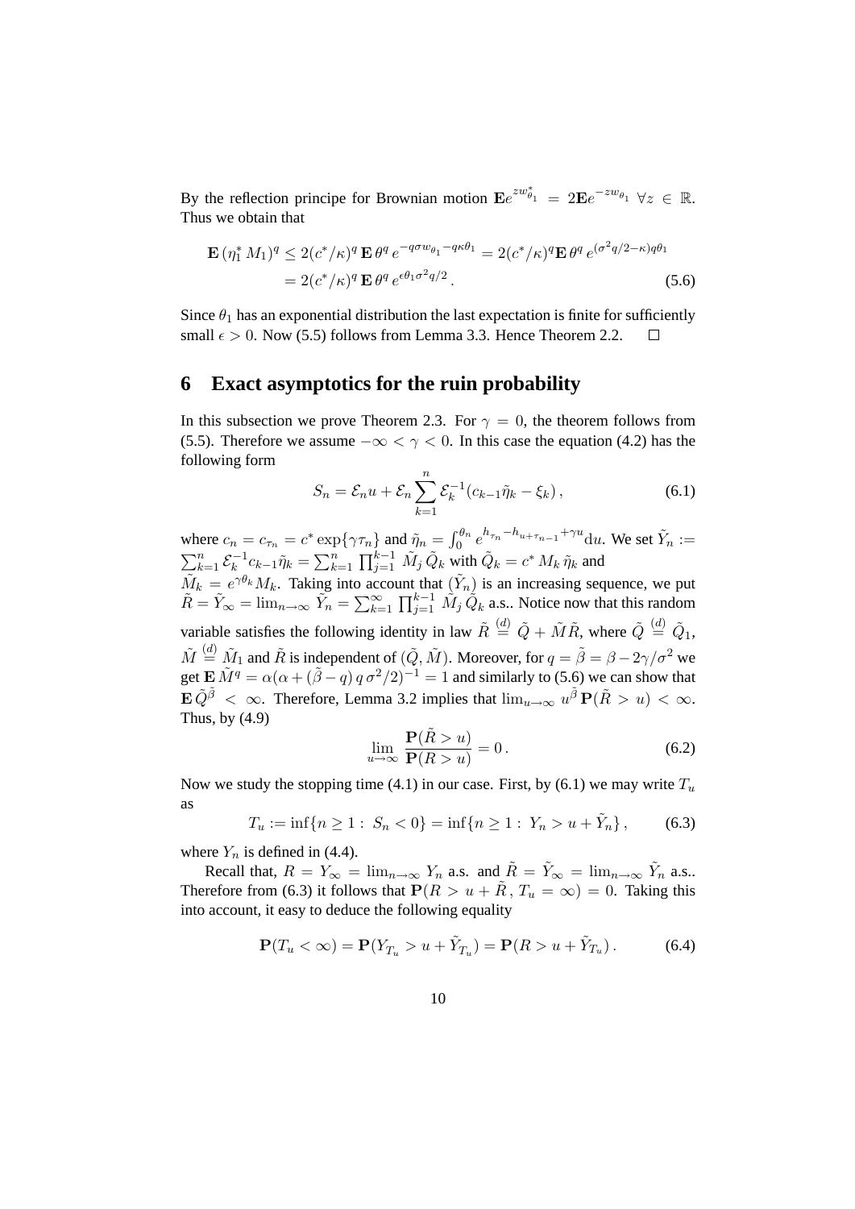By the reflection principe for Brownian motion $\mathbf{E}e^{zw^*_{\theta_1}} = 2\mathbf{E}e^{-zw_{\theta_1}}\ \forall z \in \mathbb{R}$. Thus we obtain that

$$\begin{aligned}\mathbf{E}\,(\eta_1^*\,M_1)^q &\le 2(c^*/\kappa)^q\,\mathbf{E}\,\theta^q\,e^{-q\sigma w_{\theta_1}-q\kappa\theta_1} = 2(c^*/\kappa)^q\mathbf{E}\,\theta^q\,e^{(\sigma^2 q/2-\kappa)q\theta_1}\\ &= 2(c^*/\kappa)^q\,\mathbf{E}\,\theta^q\,e^{\epsilon\theta_1\sigma^2 q/2}\,.\end{aligned} \tag{5.6}$$

Since $\theta_1$ has an exponential distribution the last expectation is finite for sufficiently small $\epsilon > 0$. Now (5.5) follows from Lemma 3.3. Hence Theorem 2.2. $\square$

# 6 Exact asymptotics for the ruin probability

In this subsection we prove Theorem 2.3. For $\gamma = 0$, the theorem follows from (5.5). Therefore we assume $-\infty < \gamma < 0$. In this case the equation (4.2) has the following form

$$S_n = \mathcal{E}_n u + \mathcal{E}_n \sum_{k=1}^{n} \mathcal{E}_k^{-1}(c_{k-1}\tilde{\eta}_k - \xi_k)\,, \tag{6.1}$$

where $c_n = c_{\tau_n} = c^*\exp\{\gamma\tau_n\}$ and $\tilde{\eta}_n = \int_0^{\theta_n} e^{h_{\tau_n}-h_{u+\tau_{n-1}}+\gamma u}\mathrm{d}u$. We set $\tilde{Y}_n := \sum_{k=1}^n \mathcal{E}_k^{-1}c_{k-1}\tilde{\eta}_k = \sum_{k=1}^n \prod_{j=1}^{k-1} \tilde{M}_j\,\tilde{Q}_k$ with $\tilde{Q}_k = c^*\,M_k\,\tilde{\eta}_k$ and $\tilde{M}_k = e^{\gamma\theta_k}M_k$. Taking into account that $(\tilde{Y}_n)$ is an increasing sequence, we put $\tilde{R} = \tilde{Y}_\infty = \lim_{n\to\infty}\tilde{Y}_n = \sum_{k=1}^\infty \prod_{j=1}^{k-1}\tilde{M}_j\,\tilde{Q}_k$ a.s.. Notice now that this random variable satisfies the following identity in law $\tilde{R} \overset{(d)}{=} \tilde{Q} + \tilde{M}\tilde{R}$, where $\tilde{Q} \overset{(d)}{=} \tilde{Q}_1$, $\tilde{M} \overset{(d)}{=} \tilde{M}_1$ and $\tilde{R}$ is independent of $(\tilde{Q},\tilde{M})$. Moreover, for $q = \tilde{\beta} = \beta - 2\gamma/\sigma^2$ we get $\mathbf{E}\,\tilde{M}^q = \alpha(\alpha + (\tilde{\beta}-q)\,q\,\sigma^2/2)^{-1} = 1$ and similarly to (5.6) we can show that $\mathbf{E}\,\tilde{Q}^{\tilde{\beta}} < \infty$. Therefore, Lemma 3.2 implies that $\lim_{u\to\infty} u^{\tilde{\beta}}\,\mathbf{P}(\tilde{R} > u) < \infty$. Thus, by (4.9)

$$\lim_{u\to\infty}\frac{\mathbf{P}(\tilde{R} > u)}{\mathbf{P}(R > u)} = 0\,. \tag{6.2}$$

Now we study the stopping time (4.1) in our case. First, by (6.1) we may write $T_u$ as

$$T_u := \inf\{n \ge 1:\ S_n < 0\} = \inf\{n \ge 1:\ Y_n > u + \tilde{Y}_n\}\,, \tag{6.3}$$

where $Y_n$ is defined in (4.4).

Recall that, $R = Y_\infty = \lim_{n\to\infty} Y_n$ a.s. and $\tilde{R} = \tilde{Y}_\infty = \lim_{n\to\infty}\tilde{Y}_n$ a.s.. Therefore from (6.3) it follows that $\mathbf{P}(R > u + \tilde{R}\,,\,T_u = \infty) = 0$. Taking this into account, it easy to deduce the following equality

$$\mathbf{P}(T_u < \infty) = \mathbf{P}(Y_{T_u} > u + \tilde{Y}_{T_u}) = \mathbf{P}(R > u + \tilde{Y}_{T_u})\,. \tag{6.4}$$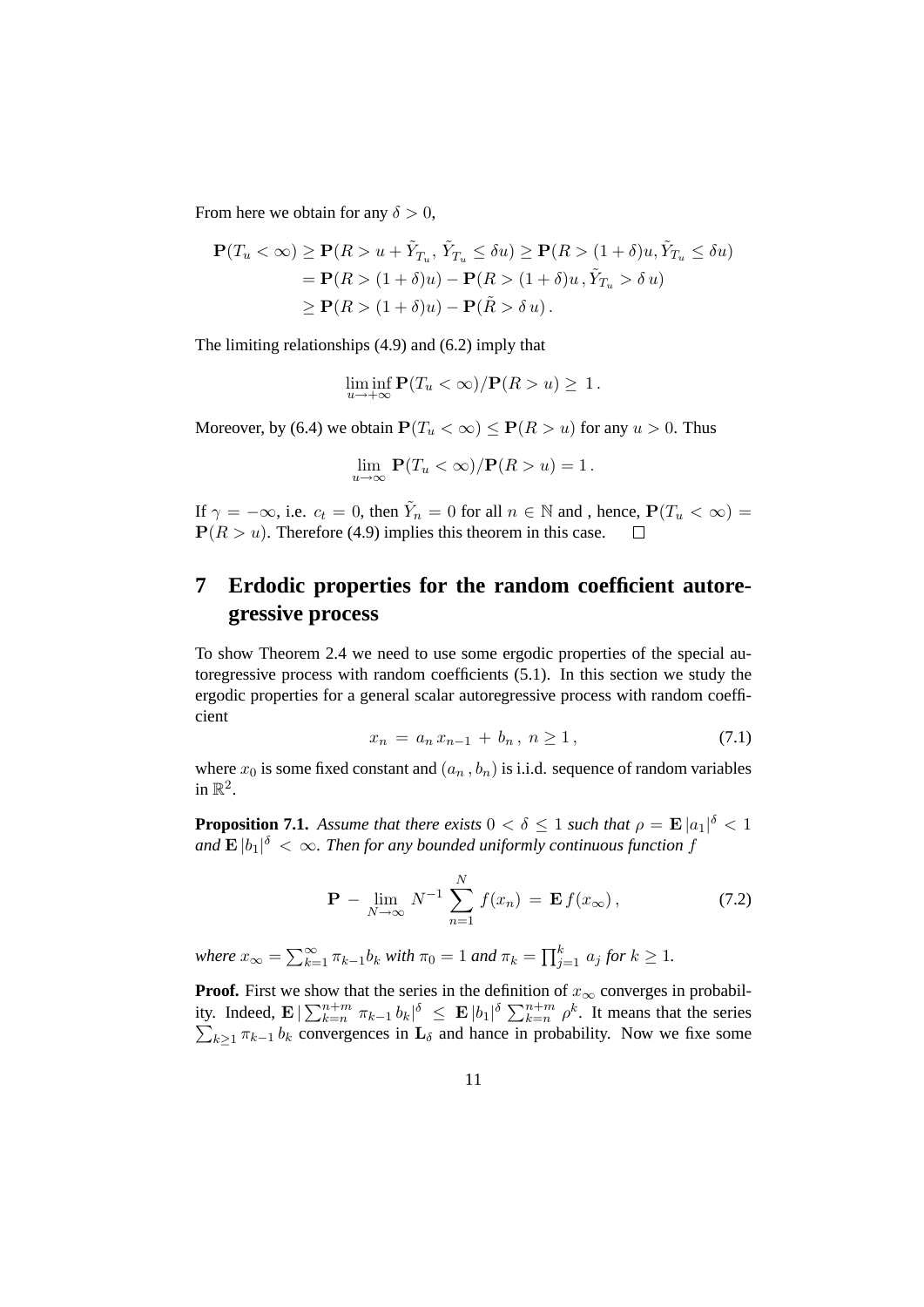From here we obtain for any $\delta > 0$,

$$
\begin{aligned}
\mathbf{P}(T_u < \infty) &\geq \mathbf{P}(R > u + \tilde{Y}_{T_u}, \, \tilde{Y}_{T_u} \leq \delta u) \geq \mathbf{P}(R > (1+\delta)u, \tilde{Y}_{T_u} \leq \delta u) \\
&= \mathbf{P}(R > (1+\delta)u) - \mathbf{P}(R > (1+\delta)u \, , \tilde{Y}_{T_u} > \delta \, u) \\
&\geq \mathbf{P}(R > (1+\delta)u) - \mathbf{P}(\tilde{R} > \delta \, u) \, .
\end{aligned}
$$

The limiting relationships (4.9) and (6.2) imply that

$$
\liminf_{u \to +\infty} \mathbf{P}(T_u < \infty) / \mathbf{P}(R > u) \geq \, 1 \, .
$$

Moreover, by (6.4) we obtain $\mathbf{P}(T_u < \infty) \leq \mathbf{P}(R > u)$ for any $u > 0$. Thus

$$
\lim_{u \to \infty} \, \mathbf{P}(T_u < \infty) / \mathbf{P}(R > u) = 1 \, .
$$

If $\gamma = -\infty$, i.e. $c_t = 0$, then $\tilde{Y}_n = 0$ for all $n \in \mathbb{N}$ and , hence, $\mathbf{P}(T_u < \infty) = \mathbf{P}(R > u)$. Therefore (4.9) implies this theorem in this case. $\square$

## 7 Erdodic properties for the random coefficient autoregressive process

To show Theorem 2.4 we need to use some ergodic properties of the special autoregressive process with random coefficients (5.1). In this section we study the ergodic properties for a general scalar autoregressive process with random coefficient

$$
x_n \, = \, a_n \, x_{n-1} \, + \, b_n \, , \; n \geq 1 \, , \tag{7.1}
$$

where $x_0$ is some fixed constant and $(a_n \, , b_n)$ is i.i.d. sequence of random variables in $\mathbb{R}^2$.

**Proposition 7.1.** *Assume that there exists $0 < \delta \leq 1$ such that $\rho = \mathbf{E} \, |a_1|^\delta \, < 1$ and $\mathbf{E} \, |b_1|^\delta \, < \, \infty$. Then for any bounded uniformly continuous function $f$*

$$
\mathbf{P} \, - \, \lim_{N \to \infty} \, N^{-1} \, \sum_{n=1}^{N} \, f(x_n) \, = \, \mathbf{E} \, f(x_\infty) \, , \tag{7.2}
$$

*where $x_\infty = \sum_{k=1}^{\infty} \pi_{k-1} b_k$ with $\pi_0 = 1$ and $\pi_k = \prod_{j=1}^{k} \, a_j$ for $k \geq 1$.*

**Proof.** First we show that the series in the definition of $x_\infty$ converges in probability. Indeed, $\mathbf{E} \, | \sum_{k=n}^{n+m} \, \pi_{k-1} \, b_k|^\delta \; \leq \; \mathbf{E} \, |b_1|^\delta \, \sum_{k=n}^{n+m} \, \rho^k$. It means that the series $\sum_{k \geq 1} \pi_{k-1} \, b_k$ convergences in $\mathbf{L}_\delta$ and hance in probability. Now we fixe some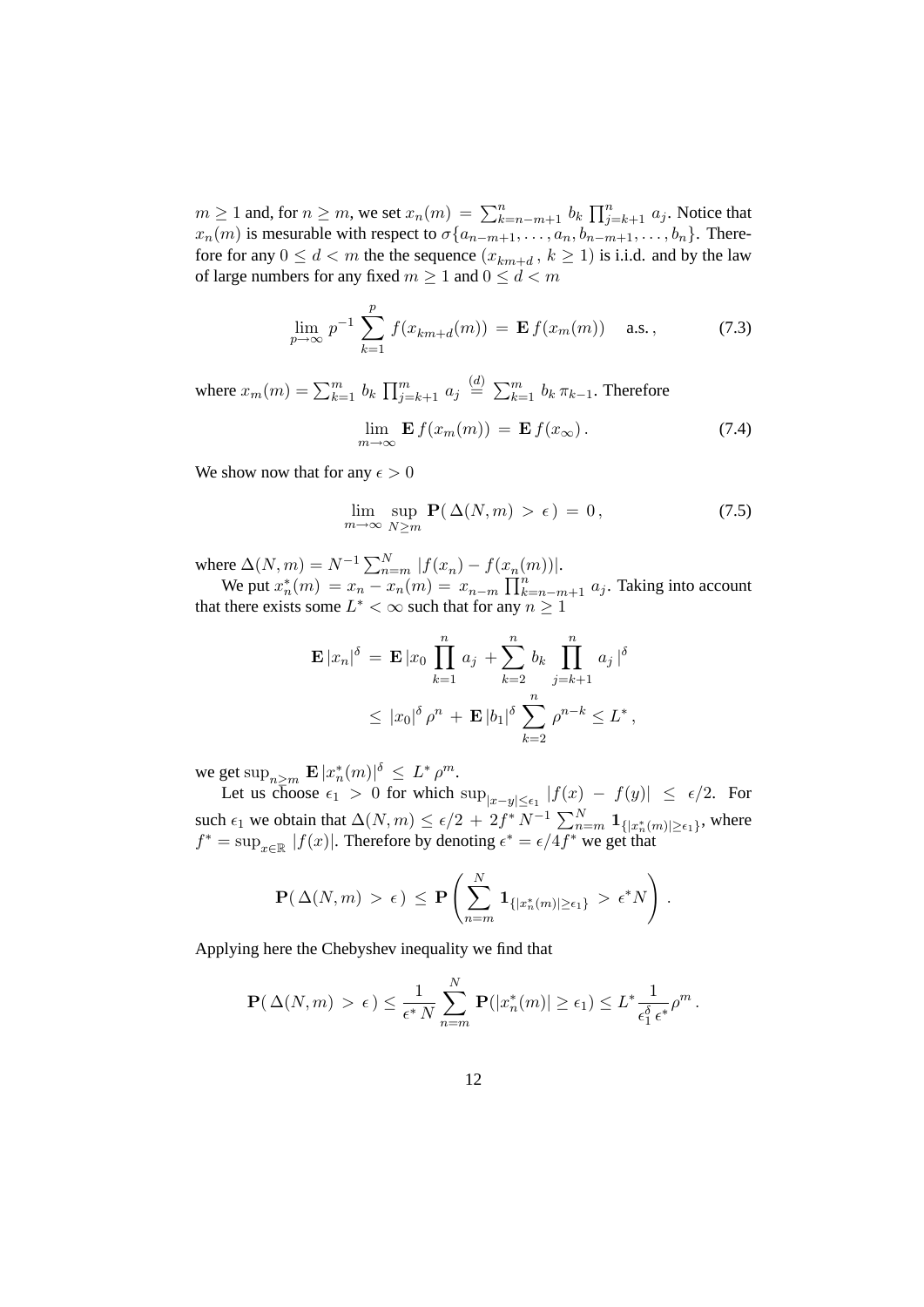$m \geq 1$ and, for $n \geq m$, we set $x_n(m) = \sum_{k=n-m+1}^{n} b_k \prod_{j=k+1}^{n} a_j$. Notice that $x_n(m)$ is mesurable with respect to $\sigma\{a_{n-m+1}, \ldots, a_n, b_{n-m+1}, \ldots, b_n\}$. Therefore for any $0 \leq d < m$ the the sequence $(x_{km+d}\,,\, k \geq 1)$ is i.i.d. and by the law of large numbers for any fixed $m \geq 1$ and $0 \leq d < m$

$$\lim_{p\to\infty} p^{-1} \sum_{k=1}^{p} f(x_{km+d}(m)) = \mathbf{E}\, f(x_m(m)) \quad \text{a.s.}\,, \tag{7.3}$$

where $x_m(m) = \sum_{k=1}^{m} b_k \prod_{j=k+1}^{m} a_j \overset{(d)}{=} \sum_{k=1}^{m} b_k \, \pi_{k-1}$. Therefore

$$\lim_{m\to\infty} \mathbf{E}\, f(x_m(m)) = \mathbf{E}\, f(x_\infty)\,. \tag{7.4}$$

We show now that for any $\epsilon > 0$

$$\lim_{m\to\infty} \sup_{N \geq m} \mathbf{P}(\, \Delta(N,m) > \epsilon\,) = 0\,, \tag{7.5}$$

where $\Delta(N,m) = N^{-1} \sum_{n=m}^{N} |f(x_n) - f(x_n(m))|$.

We put $x_n^*(m) = x_n - x_n(m) = x_{n-m} \prod_{k=n-m+1}^{n} a_j$. Taking into account that there exists some $L^* < \infty$ such that for any $n \geq 1$

$$\begin{aligned}
\mathbf{E}\, |x_n|^\delta &= \mathbf{E}\, |x_0 \prod_{k=1}^{n} a_j + \sum_{k=2}^{n} b_k \prod_{j=k+1}^{n} a_j\,|^\delta \\
&\leq |x_0|^\delta \rho^n + \mathbf{E}\, |b_1|^\delta \sum_{k=2}^{n} \rho^{n-k} \leq L^*\,,
\end{aligned}$$

we get $\sup_{n \geq m} \mathbf{E}\, |x_n^*(m)|^\delta \leq L^* \rho^m$.

Let us choose $\epsilon_1 > 0$ for which $\sup_{|x-y| \leq \epsilon_1} |f(x) - f(y)| \leq \epsilon/2$. For such $\epsilon_1$ we obtain that $\Delta(N,m) \leq \epsilon/2 + 2 f^* N^{-1} \sum_{n=m}^{N} \mathbf{1}_{\{|x_n^*(m)| \geq \epsilon_1\}}$, where $f^* = \sup_{x \in \mathbb{R}} |f(x)|$. Therefore by denoting $\epsilon^* = \epsilon / 4 f^*$ we get that

$$\mathbf{P}(\, \Delta(N,m) > \epsilon\,) \leq \mathbf{P}\left( \sum_{n=m}^{N} \mathbf{1}_{\{|x_n^*(m)| \geq \epsilon_1\}} > \epsilon^* N \right).$$

Applying here the Chebyshev inequality we find that

$$\mathbf{P}(\, \Delta(N,m) > \epsilon\,) \leq \frac{1}{\epsilon^* N} \sum_{n=m}^{N} \mathbf{P}(|x_n^*(m)| \geq \epsilon_1) \leq L^* \frac{1}{\epsilon_1^\delta \, \epsilon^*} \rho^m\,.$$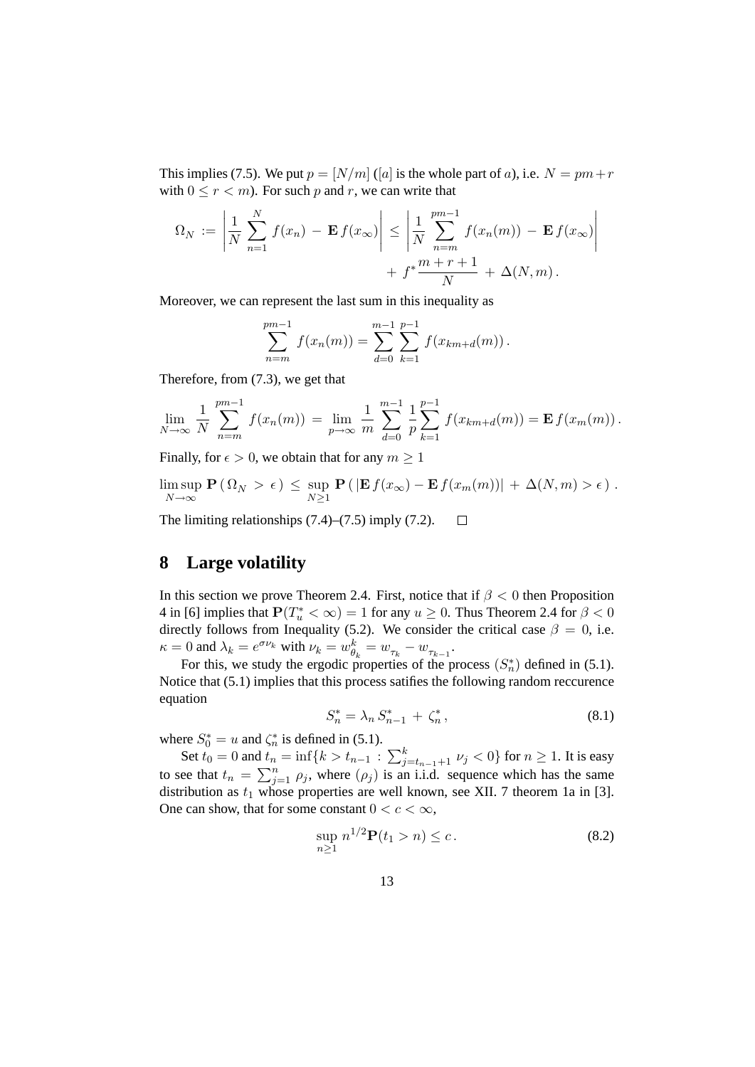This implies (7.5). We put $p = [N/m]$ ($[a]$ is the whole part of $a$), i.e. $N = pm + r$ with $0 \le r < m$). For such $p$ and $r$, we can write that

$$\Omega_N := \left| \frac{1}{N} \sum_{n=1}^{N} f(x_n) - \mathbf{E}\, f(x_\infty) \right| \le \left| \frac{1}{N} \sum_{n=m}^{pm-1} f(x_n(m)) - \mathbf{E}\, f(x_\infty) \right| + f^* \frac{m+r+1}{N} + \Delta(N,m)\,.$$

Moreover, we can represent the last sum in this inequality as

$$\sum_{n=m}^{pm-1} f(x_n(m)) = \sum_{d=0}^{m-1} \sum_{k=1}^{p-1} f(x_{km+d}(m))\,.$$

Therefore, from (7.3), we get that

$$\lim_{N\to\infty} \frac{1}{N} \sum_{n=m}^{pm-1} f(x_n(m)) = \lim_{p\to\infty} \frac{1}{m} \sum_{d=0}^{m-1} \frac{1}{p} \sum_{k=1}^{p-1} f(x_{km+d}(m)) = \mathbf{E}\, f(x_m(m))\,.$$

Finally, for $\epsilon > 0$, we obtain that for any $m \ge 1$

$$\limsup_{N\to\infty} \mathbf{P}\left( \Omega_N > \epsilon \right) \le \sup_{N\ge 1} \mathbf{P}\left( |\mathbf{E}\, f(x_\infty) - \mathbf{E}\, f(x_m(m))| + \Delta(N,m) > \epsilon \right)\,.$$

The limiting relationships (7.4)–(7.5) imply (7.2). $\square$

# 8 Large volatility

In this section we prove Theorem 2.4. First, notice that if $\beta < 0$ then Proposition 4 in [6] implies that $\mathbf{P}(T_u^* < \infty) = 1$ for any $u \ge 0$. Thus Theorem 2.4 for $\beta < 0$ directly follows from Inequality (5.2). We consider the critical case $\beta = 0$, i.e. $\kappa = 0$ and $\lambda_k = e^{\sigma \nu_k}$ with $\nu_k = w_{\theta_k}^k = w_{\tau_k} - w_{\tau_{k-1}}$.

For this, we study the ergodic properties of the process $(S_n^*)$ defined in (5.1). Notice that (5.1) implies that this process satifies the following random reccurence equation

$$S_n^* = \lambda_n S_{n-1}^* + \zeta_n^*\,, \tag{8.1}$$

where $S_0^* = u$ and $\zeta_n^*$ is defined in (5.1).

Set $t_0 = 0$ and $t_n = \inf\{k > t_{n-1} : \sum_{j=t_{n-1}+1}^{k} \nu_j < 0\}$ for $n \ge 1$. It is easy to see that $t_n = \sum_{j=1}^{n} \rho_j$, where $(\rho_j)$ is an i.i.d. sequence which has the same distribution as $t_1$ whose properties are well known, see XII. 7 theorem 1a in [3]. One can show, that for some constant $0 < c < \infty$,

$$\sup_{n\ge 1} n^{1/2} \mathbf{P}(t_1 > n) \le c\,. \tag{8.2}$$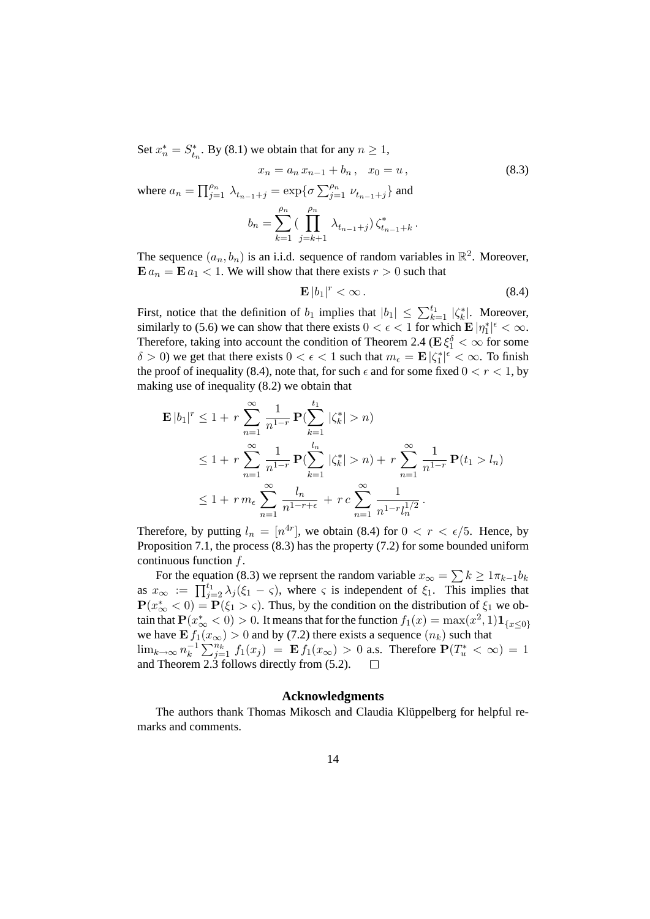Set $x_n^* = S_{t_n}^*$. By (8.1) we obtain that for any $n \ge 1$,

$$x_n = a_n \, x_{n-1} + b_n \,, \quad x_0 = u \,, \tag{8.3}$$

where $a_n = \prod_{j=1}^{\rho_n} \lambda_{t_{n-1}+j} = \exp\{\sigma \sum_{j=1}^{\rho_n} \nu_{t_{n-1}+j}\}$ and

$$b_n = \sum_{k=1}^{\rho_n} \Big( \prod_{j=k+1}^{\rho_n} \lambda_{t_{n-1}+j} \Big) \, \zeta_{t_{n-1}+k}^* \,.$$

The sequence $(a_n, b_n)$ is an i.i.d. sequence of random variables in $\mathbb{R}^2$. Moreover, $\mathbf{E}\, a_n = \mathbf{E}\, a_1 < 1$. We will show that there exists $r > 0$ such that

$$\mathbf{E}\, |b_1|^r < \infty \,. \tag{8.4}$$

First, notice that the definition of $b_1$ implies that $|b_1| \le \sum_{k=1}^{t_1} |\zeta_k^*|$. Moreover, similarly to (5.6) we can show that there exists $0 < \epsilon < 1$ for which $\mathbf{E}\, |\eta_1^*|^\epsilon < \infty$. Therefore, taking into account the condition of Theorem 2.4 ($\mathbf{E}\, \xi_1^\delta < \infty$ for some $\delta > 0$) we get that there exists $0 < \epsilon < 1$ such that $m_\epsilon = \mathbf{E}\, |\zeta_1^*|^\epsilon < \infty$. To finish the proof of inequality (8.4), note that, for such $\epsilon$ and for some fixed $0 < r < 1$, by making use of inequality (8.2) we obtain that

$$
\begin{aligned}
\mathbf{E}\, |b_1|^r &\le 1 + \, r \, \sum_{n=1}^\infty \frac{1}{n^{1-r}} \, \mathbf{P}\Big( \sum_{k=1}^{t_1} |\zeta_k^*| > n \Big) \\
&\le 1 + \, r \, \sum_{n=1}^\infty \frac{1}{n^{1-r}} \, \mathbf{P}\Big( \sum_{k=1}^{l_n} |\zeta_k^*| > n \Big) + \, r \, \sum_{n=1}^\infty \frac{1}{n^{1-r}} \, \mathbf{P}(t_1 > l_n) \\
&\le 1 + \, r \, m_\epsilon \, \sum_{n=1}^\infty \frac{l_n}{n^{1-r+\epsilon}} \, + \, r \, c \, \sum_{n=1}^\infty \frac{1}{n^{1-r} l_n^{1/2}} \,.
\end{aligned}
$$

Therefore, by putting $l_n = [n^{4r}]$, we obtain (8.4) for $0 < r < \epsilon/5$. Hence, by Proposition 7.1, the process (8.3) has the property (7.2) for some bounded uniform continuous function $f$.

For the equation (8.3) we reprsent the random variable $x_\infty = \sum k \ge 1 \pi_{k-1} b_k$ as $x_\infty \, := \, \prod_{j=2}^{t_1} \lambda_j (\xi_1 - \varsigma)$, where $\varsigma$ is independent of $\xi_1$. This implies that $\mathbf{P}(x_\infty^* < 0) = \mathbf{P}(\xi_1 > \varsigma)$. Thus, by the condition on the distribution of $\xi_1$ we obtain that $\mathbf{P}(x_\infty^* < 0) > 0$. It means that for the function $f_1(x) = \max(x^2, 1) \mathbf{1}_{\{x \le 0\}}$ we have $\mathbf{E}\, f_1(x_\infty) > 0$ and by (7.2) there exists a sequence $(n_k)$ such that $\lim_{k \to \infty} n_k^{-1} \sum_{j=1}^{n_k} f_1(x_j) \; = \; \mathbf{E}\, f_1(x_\infty) \, > \, 0$ a.s. Therefore $\mathbf{P}(T_u^* < \infty) = 1$ and Theorem 2.3 follows directly from (5.2). $\square$

## Acknowledgments

The authors thank Thomas Mikosch and Claudia Klüppelberg for helpful remarks and comments.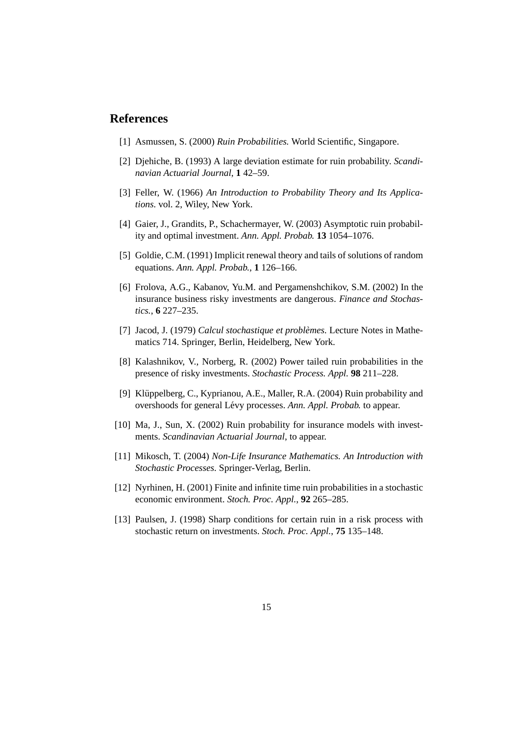## References

[1] Asmussen, S. (2000) *Ruin Probabilities.* World Scientific, Singapore.

[2] Djehiche, B. (1993) A large deviation estimate for ruin probability. *Scandinavian Actuarial Journal*, **1** 42–59.

[3] Feller, W. (1966) *An Introduction to Probability Theory and Its Applications.* vol. 2, Wiley, New York.

[4] Gaier, J., Grandits, P., Schachermayer, W. (2003) Asymptotic ruin probability and optimal investment. *Ann. Appl. Probab.* **13** 1054–1076.

[5] Goldie, C.M. (1991) Implicit renewal theory and tails of solutions of random equations. *Ann. Appl. Probab.*, **1** 126–166.

[6] Frolova, A.G., Kabanov, Yu.M. and Pergamenshchikov, S.M. (2002) In the insurance business risky investments are dangerous. *Finance and Stochastics.*, **6** 227–235.

[7] Jacod, J. (1979) *Calcul stochastique et problèmes.* Lecture Notes in Mathematics 714. Springer, Berlin, Heidelberg, New York.

[8] Kalashnikov, V., Norberg, R. (2002) Power tailed ruin probabilities in the presence of risky investments. *Stochastic Process. Appl.* **98** 211–228.

[9] Klüppelberg, C., Kyprianou, A.E., Maller, R.A. (2004) Ruin probability and overshoods for general Lévy processes. *Ann. Appl. Probab.* to appear.

[10] Ma, J., Sun, X. (2002) Ruin probability for insurance models with investments. *Scandinavian Actuarial Journal*, to appear.

[11] Mikosch, T. (2004) *Non-Life Insurance Mathematics. An Introduction with Stochastic Processes.* Springer-Verlag, Berlin.

[12] Nyrhinen, H. (2001) Finite and infinite time ruin probabilities in a stochastic economic environment. *Stoch. Proc. Appl.*, **92** 265–285.

[13] Paulsen, J. (1998) Sharp conditions for certain ruin in a risk process with stochastic return on investments. *Stoch. Proc. Appl.*, **75** 135–148.